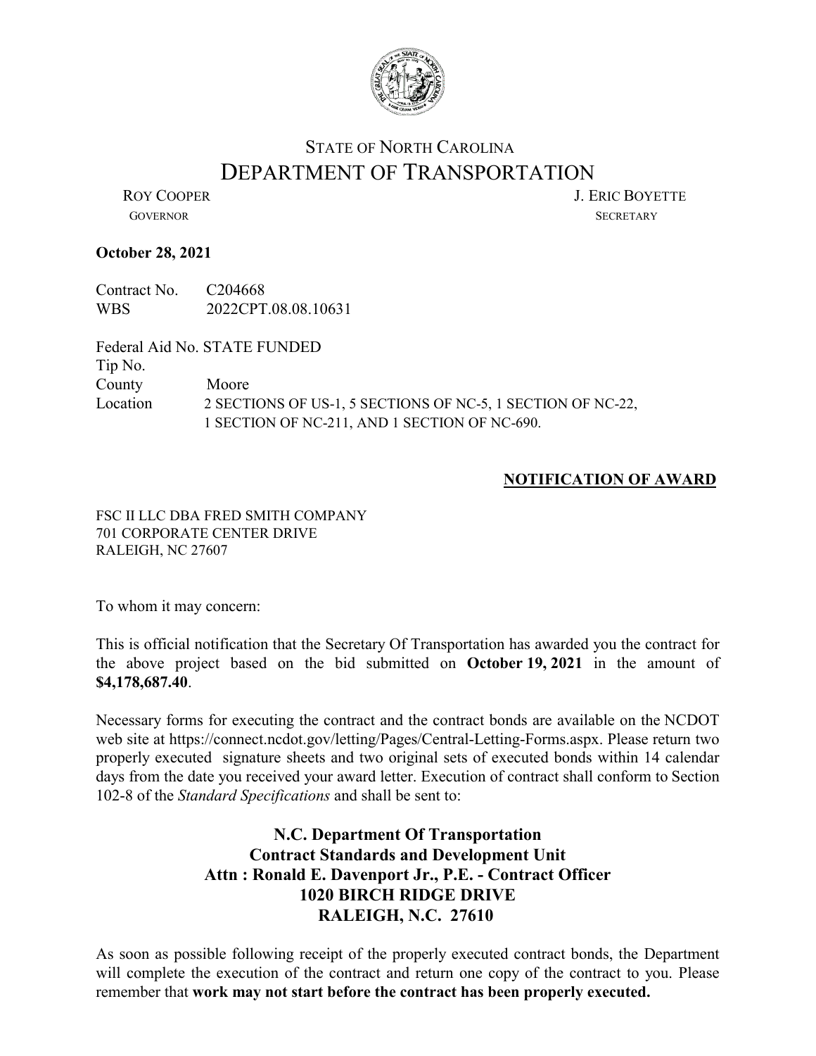STATE OF NORTH CAROLINA

# DEPARTMENT OF TRANSPORTATION

ROY COOPER
GOVERNOR

J. ERIC BOYETTE
SECRETARY

**October 28, 2021**

| | |
|---|---|
| Contract No. | C204668 |
| WBS | 2022CPT.08.08.10631 |

Federal Aid No. STATE FUNDED
Tip No.
County Moore
Location 2 SECTIONS OF US-1, 5 SECTIONS OF NC-5, 1 SECTION OF NC-22, 1 SECTION OF NC-211, AND 1 SECTION OF NC-690.

**NOTIFICATION OF AWARD**

FSC II LLC DBA FRED SMITH COMPANY
701 CORPORATE CENTER DRIVE
RALEIGH, NC 27607

To whom it may concern:

This is official notification that the Secretary Of Transportation has awarded you the contract for the above project based on the bid submitted on **October 19, 2021** in the amount of **$4,178,687.40**.

Necessary forms for executing the contract and the contract bonds are available on the NCDOT web site at https://connect.ncdot.gov/letting/Pages/Central-Letting-Forms.aspx. Please return two properly executed signature sheets and two original sets of executed bonds within 14 calendar days from the date you received your award letter. Execution of contract shall conform to Section 102-8 of the *Standard Specifications* and shall be sent to:

**N.C. Department Of Transportation**
**Contract Standards and Development Unit**
**Attn : Ronald E. Davenport Jr., P.E. - Contract Officer**
**1020 BIRCH RIDGE DRIVE**
**RALEIGH, N.C. 27610**

As soon as possible following receipt of the properly executed contract bonds, the Department will complete the execution of the contract and return one copy of the contract to you. Please remember that **work may not start before the contract has been properly executed.**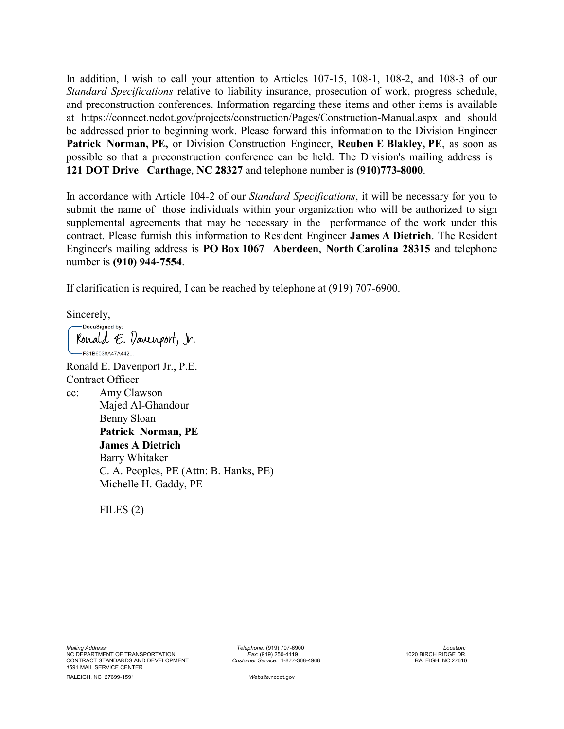In addition, I wish to call your attention to Articles 107-15, 108-1, 108-2, and 108-3 of our *Standard Specifications* relative to liability insurance, prosecution of work, progress schedule, and preconstruction conferences. Information regarding these items and other items is available at https://connect.ncdot.gov/projects/construction/Pages/Construction-Manual.aspx and should be addressed prior to beginning work. Please forward this information to the Division Engineer **Patrick Norman, PE,** or Division Construction Engineer, **Reuben E Blakley, PE**, as soon as possible so that a preconstruction conference can be held. The Division's mailing address is **121 DOT Drive Carthage**, **NC 28327** and telephone number is **(910)773-8000**.

In accordance with Article 104-2 of our *Standard Specifications*, it will be necessary for you to submit the name of those individuals within your organization who will be authorized to sign supplemental agreements that may be necessary in the performance of the work under this contract. Please furnish this information to Resident Engineer **James A Dietrich**. The Resident Engineer's mailing address is **PO Box 1067 Aberdeen**, **North Carolina 28315** and telephone number is **(910) 944-7554**.

If clarification is required, I can be reached by telephone at (919) 707-6900.

Sincerely,

DocuSigned by:
Ronald E. Davenport, Jr.
F81B6038A47A442...

Ronald E. Davenport Jr., P.E.
Contract Officer

cc: Amy Clawson
Majed Al-Ghandour
Benny Sloan
**Patrick Norman, PE**
**James A Dietrich**
Barry Whitaker
C. A. Peoples, PE (Attn: B. Hanks, PE)
Michelle H. Gaddy, PE

FILES (2)

*Mailing Address:*
NC DEPARTMENT OF TRANSPORTATION
CONTRACT STANDARDS AND DEVELOPMENT
1591 MAIL SERVICE CENTER
RALEIGH, NC 27699-1591

*Telephone:* (919) 707-6900
*Fax:* (919) 250-4119
*Customer Service:* 1-877-368-4968

*Website:* ncdot.gov

*Location:*
1020 BIRCH RIDGE DR.
RALEIGH, NC 27610